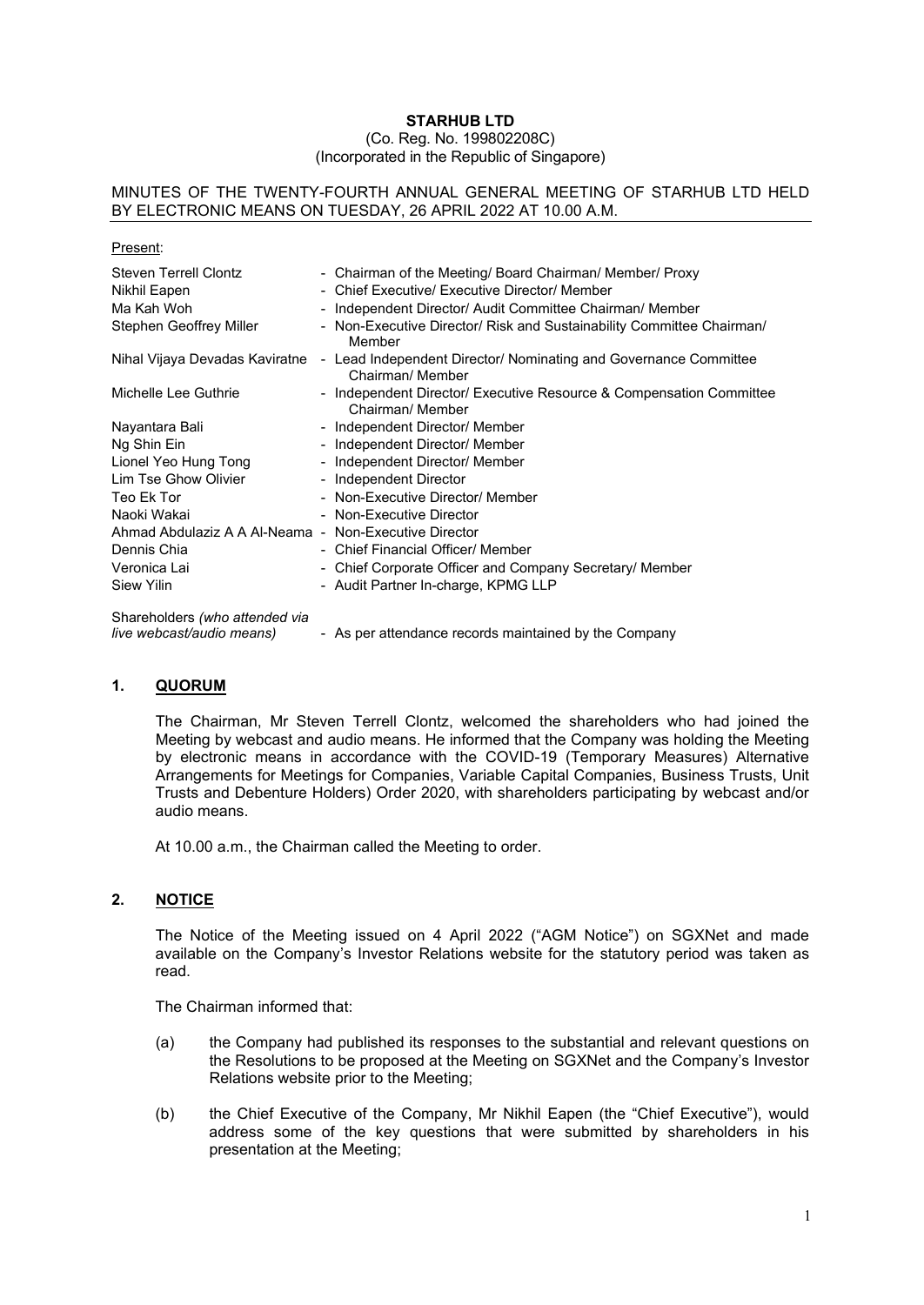**STARHUB LTD**

(Co. Reg. No. 199802208C)

(Incorporated in the Republic of Singapore)

MINUTES OF THE TWENTY-FOURTH ANNUAL GENERAL MEETING OF STARHUB LTD HELD BY ELECTRONIC MEANS ON TUESDAY, 26 APRIL 2022 AT 10.00 A.M.

Present:

| | |
|---|---|
| Steven Terrell Clontz | - Chairman of the Meeting/ Board Chairman/ Member/ Proxy |
| Nikhil Eapen | - Chief Executive/ Executive Director/ Member |
| Ma Kah Woh | - Independent Director/ Audit Committee Chairman/ Member |
| Stephen Geoffrey Miller | - Non-Executive Director/ Risk and Sustainability Committee Chairman/ Member |
| Nihal Vijaya Devadas Kaviratne | - Lead Independent Director/ Nominating and Governance Committee Chairman/ Member |
| Michelle Lee Guthrie | - Independent Director/ Executive Resource & Compensation Committee Chairman/ Member |
| Nayantara Bali | - Independent Director/ Member |
| Ng Shin Ein | - Independent Director/ Member |
| Lionel Yeo Hung Tong | - Independent Director/ Member |
| Lim Tse Ghow Olivier | - Independent Director |
| Teo Ek Tor | - Non-Executive Director/ Member |
| Naoki Wakai | - Non-Executive Director |
| Ahmad Abdulaziz A A Al-Neama | - Non-Executive Director |
| Dennis Chia | - Chief Financial Officer/ Member |
| Veronica Lai | - Chief Corporate Officer and Company Secretary/ Member |
| Siew Yilin | - Audit Partner In-charge, KPMG LLP |
| Shareholders *(who attended via live webcast/audio means)* | - As per attendance records maintained by the Company |

## 1. QUORUM

The Chairman, Mr Steven Terrell Clontz, welcomed the shareholders who had joined the Meeting by webcast and audio means. He informed that the Company was holding the Meeting by electronic means in accordance with the COVID-19 (Temporary Measures) Alternative Arrangements for Meetings for Companies, Variable Capital Companies, Business Trusts, Unit Trusts and Debenture Holders) Order 2020, with shareholders participating by webcast and/or audio means.

At 10.00 a.m., the Chairman called the Meeting to order.

## 2. NOTICE

The Notice of the Meeting issued on 4 April 2022 ("AGM Notice") on SGXNet and made available on the Company's Investor Relations website for the statutory period was taken as read.

The Chairman informed that:

(a) the Company had published its responses to the substantial and relevant questions on the Resolutions to be proposed at the Meeting on SGXNet and the Company's Investor Relations website prior to the Meeting;

(b) the Chief Executive of the Company, Mr Nikhil Eapen (the "Chief Executive"), would address some of the key questions that were submitted by shareholders in his presentation at the Meeting;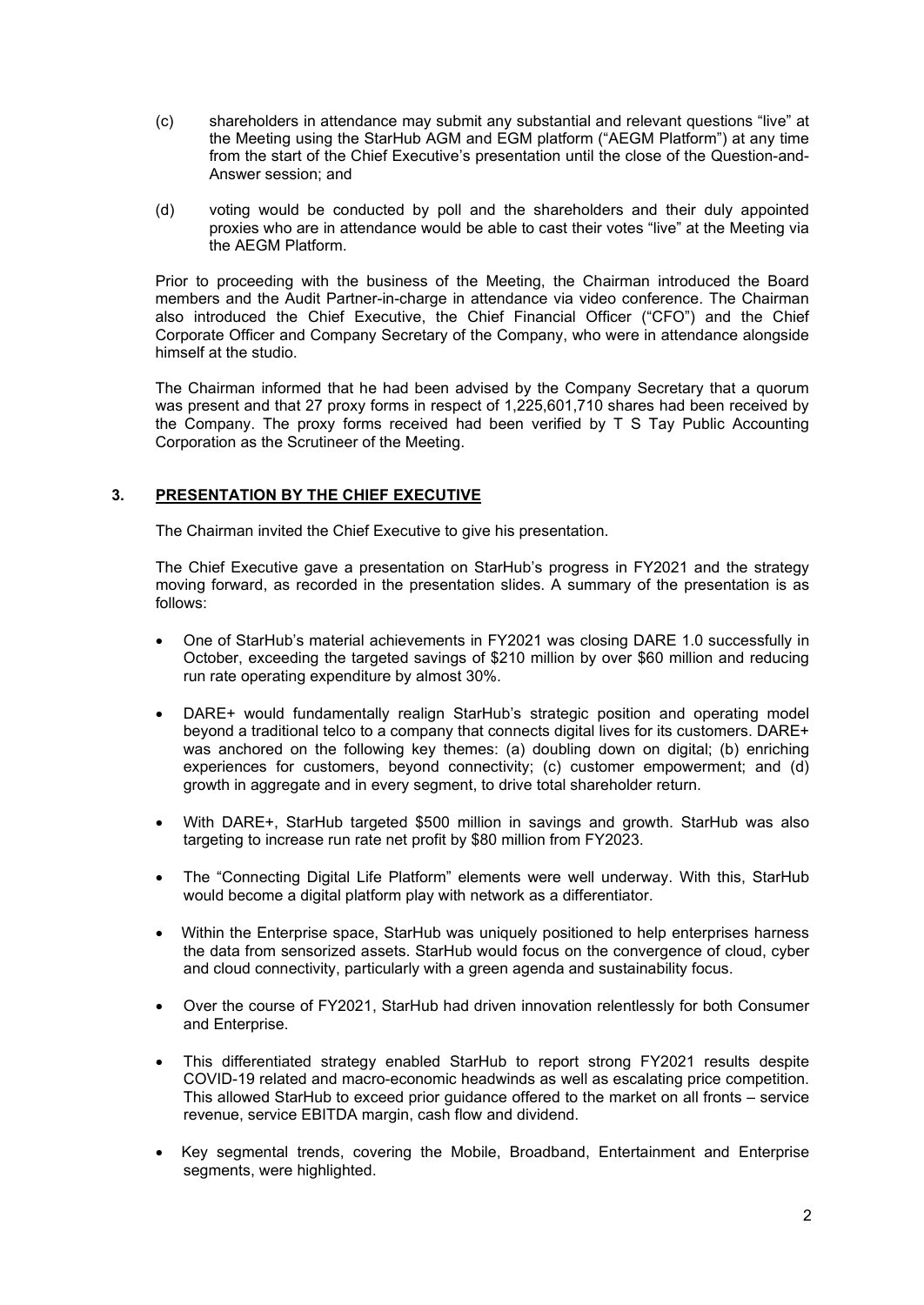(c) shareholders in attendance may submit any substantial and relevant questions "live" at the Meeting using the StarHub AGM and EGM platform ("AEGM Platform") at any time from the start of the Chief Executive's presentation until the close of the Question-and-Answer session; and

(d) voting would be conducted by poll and the shareholders and their duly appointed proxies who are in attendance would be able to cast their votes "live" at the Meeting via the AEGM Platform.

Prior to proceeding with the business of the Meeting, the Chairman introduced the Board members and the Audit Partner-in-charge in attendance via video conference. The Chairman also introduced the Chief Executive, the Chief Financial Officer ("CFO") and the Chief Corporate Officer and Company Secretary of the Company, who were in attendance alongside himself at the studio.

The Chairman informed that he had been advised by the Company Secretary that a quorum was present and that 27 proxy forms in respect of 1,225,601,710 shares had been received by the Company. The proxy forms received had been verified by T S Tay Public Accounting Corporation as the Scrutineer of the Meeting.

## 3. PRESENTATION BY THE CHIEF EXECUTIVE

The Chairman invited the Chief Executive to give his presentation.

The Chief Executive gave a presentation on StarHub's progress in FY2021 and the strategy moving forward, as recorded in the presentation slides. A summary of the presentation is as follows:

- One of StarHub's material achievements in FY2021 was closing DARE 1.0 successfully in October, exceeding the targeted savings of $210 million by over $60 million and reducing run rate operating expenditure by almost 30%.
- DARE+ would fundamentally realign StarHub's strategic position and operating model beyond a traditional telco to a company that connects digital lives for its customers. DARE+ was anchored on the following key themes: (a) doubling down on digital; (b) enriching experiences for customers, beyond connectivity; (c) customer empowerment; and (d) growth in aggregate and in every segment, to drive total shareholder return.
- With DARE+, StarHub targeted $500 million in savings and growth. StarHub was also targeting to increase run rate net profit by $80 million from FY2023.
- The "Connecting Digital Life Platform" elements were well underway. With this, StarHub would become a digital platform play with network as a differentiator.
- Within the Enterprise space, StarHub was uniquely positioned to help enterprises harness the data from sensorized assets. StarHub would focus on the convergence of cloud, cyber and cloud connectivity, particularly with a green agenda and sustainability focus.
- Over the course of FY2021, StarHub had driven innovation relentlessly for both Consumer and Enterprise.
- This differentiated strategy enabled StarHub to report strong FY2021 results despite COVID-19 related and macro-economic headwinds as well as escalating price competition. This allowed StarHub to exceed prior guidance offered to the market on all fronts – service revenue, service EBITDA margin, cash flow and dividend.
- Key segmental trends, covering the Mobile, Broadband, Entertainment and Enterprise segments, were highlighted.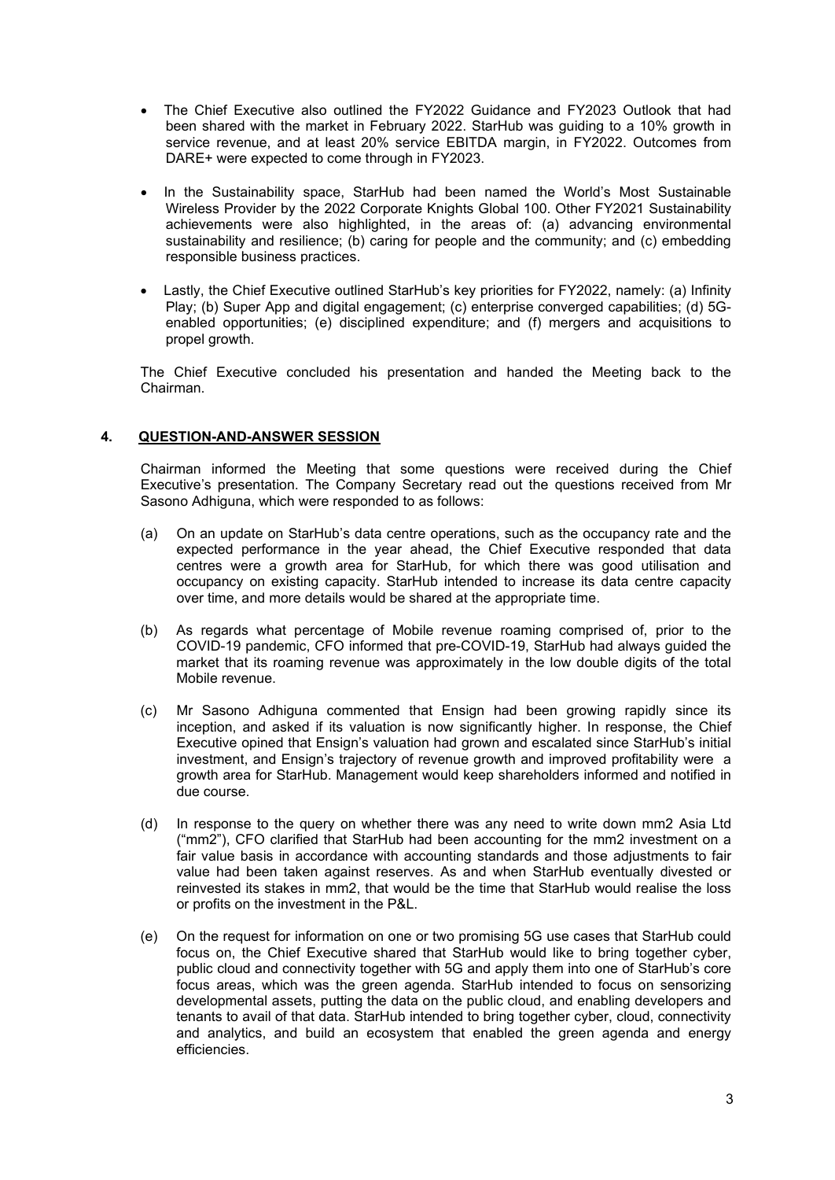- The Chief Executive also outlined the FY2022 Guidance and FY2023 Outlook that had been shared with the market in February 2022. StarHub was guiding to a 10% growth in service revenue, and at least 20% service EBITDA margin, in FY2022. Outcomes from DARE+ were expected to come through in FY2023.

- In the Sustainability space, StarHub had been named the World's Most Sustainable Wireless Provider by the 2022 Corporate Knights Global 100. Other FY2021 Sustainability achievements were also highlighted, in the areas of: (a) advancing environmental sustainability and resilience; (b) caring for people and the community; and (c) embedding responsible business practices.

- Lastly, the Chief Executive outlined StarHub's key priorities for FY2022, namely: (a) Infinity Play; (b) Super App and digital engagement; (c) enterprise converged capabilities; (d) 5G-enabled opportunities; (e) disciplined expenditure; and (f) mergers and acquisitions to propel growth.

The Chief Executive concluded his presentation and handed the Meeting back to the Chairman.

## 4. QUESTION-AND-ANSWER SESSION

Chairman informed the Meeting that some questions were received during the Chief Executive's presentation. The Company Secretary read out the questions received from Mr Sasono Adhiguna, which were responded to as follows:

(a) On an update on StarHub's data centre operations, such as the occupancy rate and the expected performance in the year ahead, the Chief Executive responded that data centres were a growth area for StarHub, for which there was good utilisation and occupancy on existing capacity. StarHub intended to increase its data centre capacity over time, and more details would be shared at the appropriate time.

(b) As regards what percentage of Mobile revenue roaming comprised of, prior to the COVID-19 pandemic, CFO informed that pre-COVID-19, StarHub had always guided the market that its roaming revenue was approximately in the low double digits of the total Mobile revenue.

(c) Mr Sasono Adhiguna commented that Ensign had been growing rapidly since its inception, and asked if its valuation is now significantly higher. In response, the Chief Executive opined that Ensign's valuation had grown and escalated since StarHub's initial investment, and Ensign's trajectory of revenue growth and improved profitability were a growth area for StarHub. Management would keep shareholders informed and notified in due course.

(d) In response to the query on whether there was any need to write down mm2 Asia Ltd ("mm2"), CFO clarified that StarHub had been accounting for the mm2 investment on a fair value basis in accordance with accounting standards and those adjustments to fair value had been taken against reserves. As and when StarHub eventually divested or reinvested its stakes in mm2, that would be the time that StarHub would realise the loss or profits on the investment in the P&L.

(e) On the request for information on one or two promising 5G use cases that StarHub could focus on, the Chief Executive shared that StarHub would like to bring together cyber, public cloud and connectivity together with 5G and apply them into one of StarHub's core focus areas, which was the green agenda. StarHub intended to focus on sensorizing developmental assets, putting the data on the public cloud, and enabling developers and tenants to avail of that data. StarHub intended to bring together cyber, cloud, connectivity and analytics, and build an ecosystem that enabled the green agenda and energy efficiencies.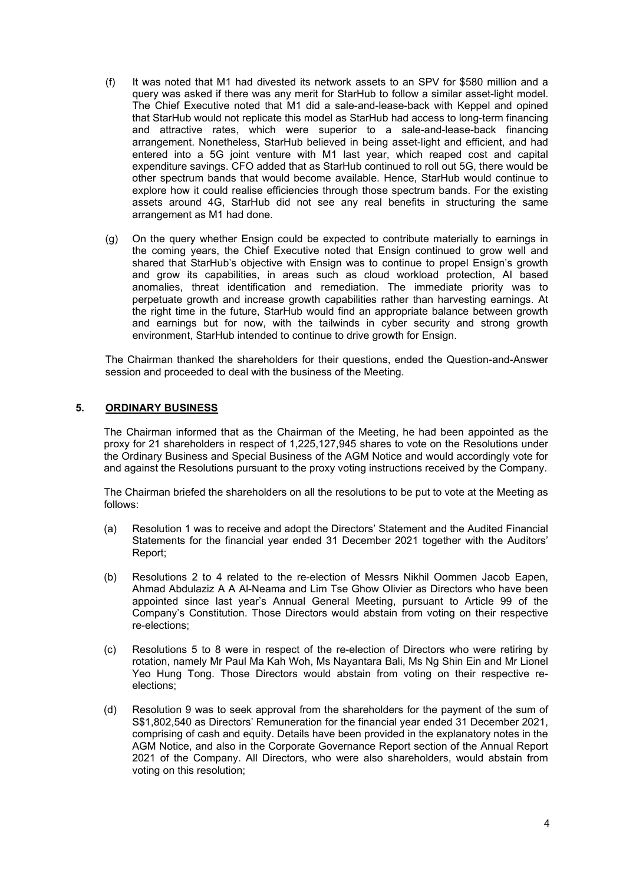(f) It was noted that M1 had divested its network assets to an SPV for $580 million and a query was asked if there was any merit for StarHub to follow a similar asset-light model. The Chief Executive noted that M1 did a sale-and-lease-back with Keppel and opined that StarHub would not replicate this model as StarHub had access to long-term financing and attractive rates, which were superior to a sale-and-lease-back financing arrangement. Nonetheless, StarHub believed in being asset-light and efficient, and had entered into a 5G joint venture with M1 last year, which reaped cost and capital expenditure savings. CFO added that as StarHub continued to roll out 5G, there would be other spectrum bands that would become available. Hence, StarHub would continue to explore how it could realise efficiencies through those spectrum bands. For the existing assets around 4G, StarHub did not see any real benefits in structuring the same arrangement as M1 had done.

(g) On the query whether Ensign could be expected to contribute materially to earnings in the coming years, the Chief Executive noted that Ensign continued to grow well and shared that StarHub's objective with Ensign was to continue to propel Ensign's growth and grow its capabilities, in areas such as cloud workload protection, AI based anomalies, threat identification and remediation. The immediate priority was to perpetuate growth and increase growth capabilities rather than harvesting earnings. At the right time in the future, StarHub would find an appropriate balance between growth and earnings but for now, with the tailwinds in cyber security and strong growth environment, StarHub intended to continue to drive growth for Ensign.

The Chairman thanked the shareholders for their questions, ended the Question-and-Answer session and proceeded to deal with the business of the Meeting.

## 5. ORDINARY BUSINESS

The Chairman informed that as the Chairman of the Meeting, he had been appointed as the proxy for 21 shareholders in respect of 1,225,127,945 shares to vote on the Resolutions under the Ordinary Business and Special Business of the AGM Notice and would accordingly vote for and against the Resolutions pursuant to the proxy voting instructions received by the Company.

The Chairman briefed the shareholders on all the resolutions to be put to vote at the Meeting as follows:

(a) Resolution 1 was to receive and adopt the Directors' Statement and the Audited Financial Statements for the financial year ended 31 December 2021 together with the Auditors' Report;

(b) Resolutions 2 to 4 related to the re-election of Messrs Nikhil Oommen Jacob Eapen, Ahmad Abdulaziz A A Al-Neama and Lim Tse Ghow Olivier as Directors who have been appointed since last year's Annual General Meeting, pursuant to Article 99 of the Company's Constitution. Those Directors would abstain from voting on their respective re-elections;

(c) Resolutions 5 to 8 were in respect of the re-election of Directors who were retiring by rotation, namely Mr Paul Ma Kah Woh, Ms Nayantara Bali, Ms Ng Shin Ein and Mr Lionel Yeo Hung Tong. Those Directors would abstain from voting on their respective re-elections;

(d) Resolution 9 was to seek approval from the shareholders for the payment of the sum of S$1,802,540 as Directors' Remuneration for the financial year ended 31 December 2021, comprising of cash and equity. Details have been provided in the explanatory notes in the AGM Notice, and also in the Corporate Governance Report section of the Annual Report 2021 of the Company. All Directors, who were also shareholders, would abstain from voting on this resolution;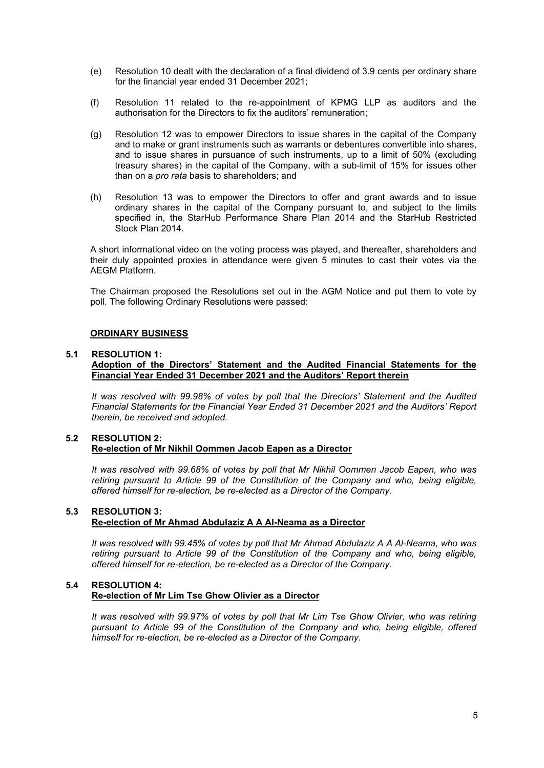(e) Resolution 10 dealt with the declaration of a final dividend of 3.9 cents per ordinary share for the financial year ended 31 December 2021;

(f) Resolution 11 related to the re-appointment of KPMG LLP as auditors and the authorisation for the Directors to fix the auditors' remuneration;

(g) Resolution 12 was to empower Directors to issue shares in the capital of the Company and to make or grant instruments such as warrants or debentures convertible into shares, and to issue shares in pursuance of such instruments, up to a limit of 50% (excluding treasury shares) in the capital of the Company, with a sub-limit of 15% for issues other than on a *pro rata* basis to shareholders; and

(h) Resolution 13 was to empower the Directors to offer and grant awards and to issue ordinary shares in the capital of the Company pursuant to, and subject to the limits specified in, the StarHub Performance Share Plan 2014 and the StarHub Restricted Stock Plan 2014.

A short informational video on the voting process was played, and thereafter, shareholders and their duly appointed proxies in attendance were given 5 minutes to cast their votes via the AEGM Platform.

The Chairman proposed the Resolutions set out in the AGM Notice and put them to vote by poll. The following Ordinary Resolutions were passed:

**ORDINARY BUSINESS**

**5.1 RESOLUTION 1:**
**Adoption of the Directors' Statement and the Audited Financial Statements for the Financial Year Ended 31 December 2021 and the Auditors' Report therein**

*It was resolved with 99.98% of votes by poll that the Directors' Statement and the Audited Financial Statements for the Financial Year Ended 31 December 2021 and the Auditors' Report therein, be received and adopted.*

**5.2 RESOLUTION 2:**
**Re-election of Mr Nikhil Oommen Jacob Eapen as a Director**

*It was resolved with 99.68% of votes by poll that Mr Nikhil Oommen Jacob Eapen, who was retiring pursuant to Article 99 of the Constitution of the Company and who, being eligible, offered himself for re-election, be re-elected as a Director of the Company.*

**5.3 RESOLUTION 3:**
**Re-election of Mr Ahmad Abdulaziz A A Al-Neama as a Director**

*It was resolved with 99.45% of votes by poll that Mr Ahmad Abdulaziz A A Al-Neama, who was retiring pursuant to Article 99 of the Constitution of the Company and who, being eligible, offered himself for re-election, be re-elected as a Director of the Company.*

**5.4 RESOLUTION 4:**
**Re-election of Mr Lim Tse Ghow Olivier as a Director**

*It was resolved with 99.97% of votes by poll that Mr Lim Tse Ghow Olivier, who was retiring pursuant to Article 99 of the Constitution of the Company and who, being eligible, offered himself for re-election, be re-elected as a Director of the Company.*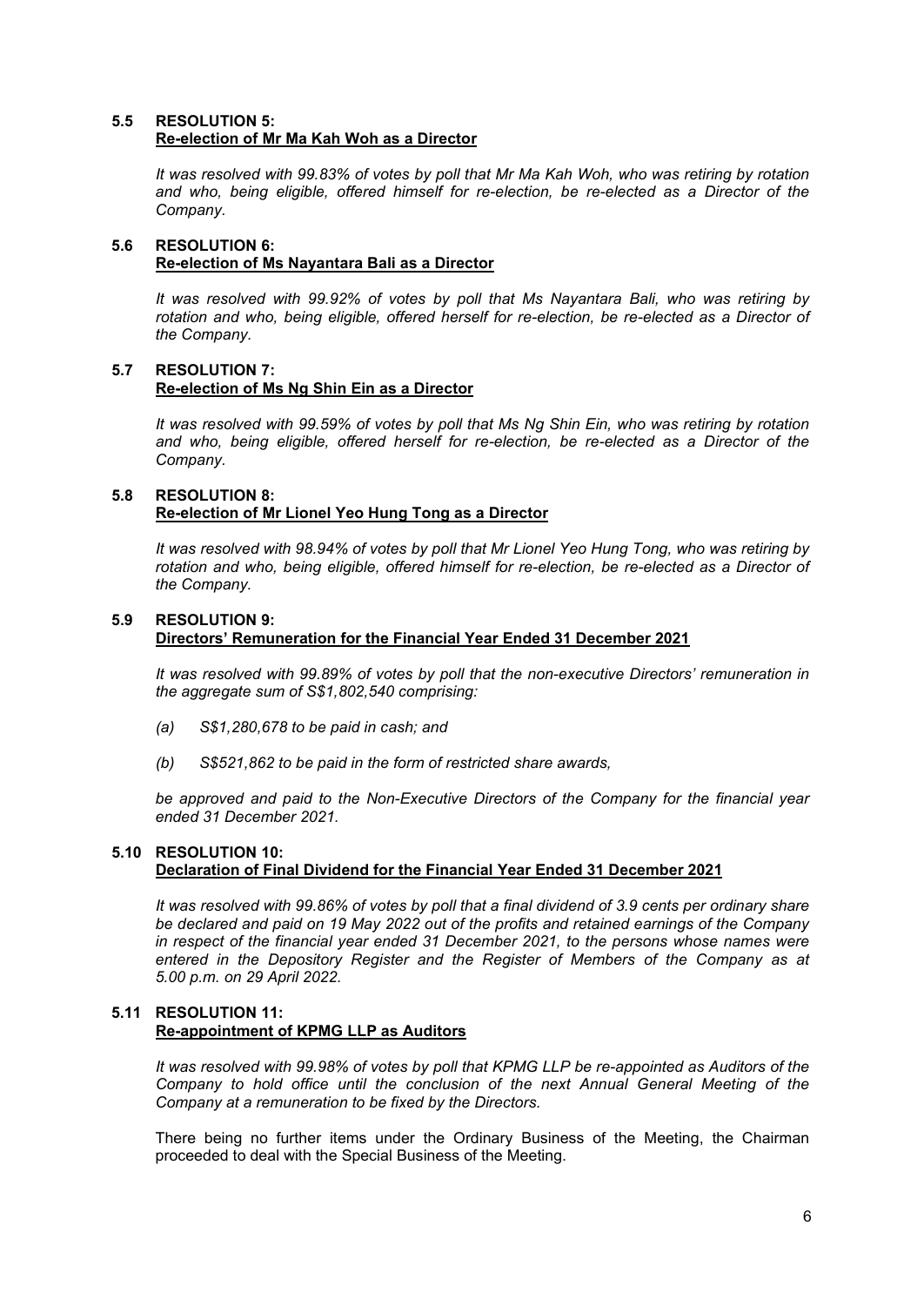**5.5 RESOLUTION 5:**
**Re-election of Mr Ma Kah Woh as a Director**

*It was resolved with 99.83% of votes by poll that Mr Ma Kah Woh, who was retiring by rotation and who, being eligible, offered himself for re-election, be re-elected as a Director of the Company.*

**5.6 RESOLUTION 6:**
**Re-election of Ms Nayantara Bali as a Director**

*It was resolved with 99.92% of votes by poll that Ms Nayantara Bali, who was retiring by rotation and who, being eligible, offered herself for re-election, be re-elected as a Director of the Company.*

**5.7 RESOLUTION 7:**
**Re-election of Ms Ng Shin Ein as a Director**

*It was resolved with 99.59% of votes by poll that Ms Ng Shin Ein, who was retiring by rotation and who, being eligible, offered herself for re-election, be re-elected as a Director of the Company.*

**5.8 RESOLUTION 8:**
**Re-election of Mr Lionel Yeo Hung Tong as a Director**

*It was resolved with 98.94% of votes by poll that Mr Lionel Yeo Hung Tong, who was retiring by rotation and who, being eligible, offered himself for re-election, be re-elected as a Director of the Company.*

**5.9 RESOLUTION 9:**
**Directors' Remuneration for the Financial Year Ended 31 December 2021**

*It was resolved with 99.89% of votes by poll that the non-executive Directors' remuneration in the aggregate sum of S$1,802,540 comprising:*

*(a) S$1,280,678 to be paid in cash; and*

*(b) S$521,862 to be paid in the form of restricted share awards,*

*be approved and paid to the Non-Executive Directors of the Company for the financial year ended 31 December 2021.*

**5.10 RESOLUTION 10:**
**Declaration of Final Dividend for the Financial Year Ended 31 December 2021**

*It was resolved with 99.86% of votes by poll that a final dividend of 3.9 cents per ordinary share be declared and paid on 19 May 2022 out of the profits and retained earnings of the Company in respect of the financial year ended 31 December 2021, to the persons whose names were entered in the Depository Register and the Register of Members of the Company as at 5.00 p.m. on 29 April 2022.*

**5.11 RESOLUTION 11:**
**Re-appointment of KPMG LLP as Auditors**

*It was resolved with 99.98% of votes by poll that KPMG LLP be re-appointed as Auditors of the Company to hold office until the conclusion of the next Annual General Meeting of the Company at a remuneration to be fixed by the Directors.*

There being no further items under the Ordinary Business of the Meeting, the Chairman proceeded to deal with the Special Business of the Meeting.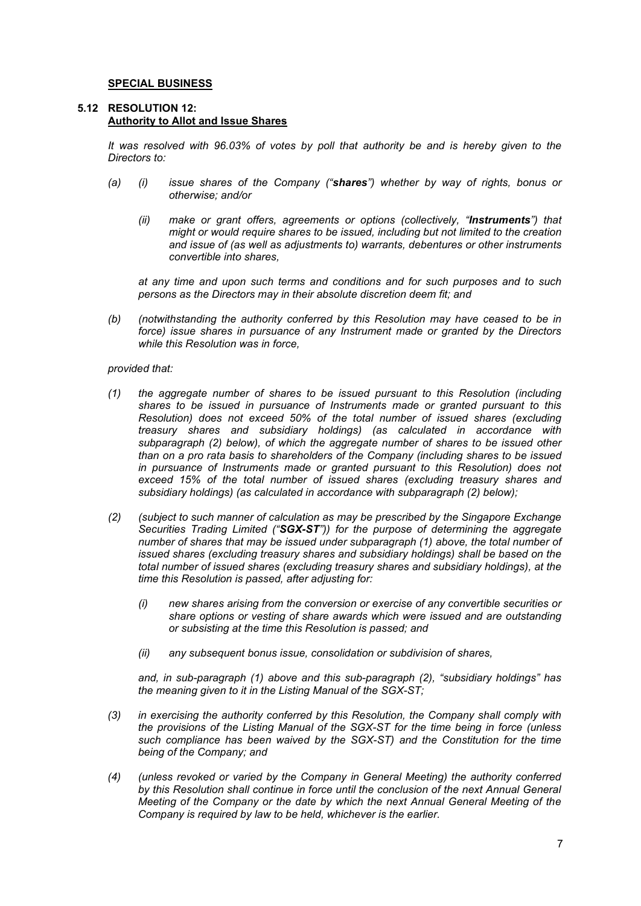## SPECIAL BUSINESS

### 5.12 RESOLUTION 12: Authority to Allot and Issue Shares

*It was resolved with 96.03% of votes by poll that authority be and is hereby given to the Directors to:*

*(a) (i) issue shares of the Company ("**shares**") whether by way of rights, bonus or otherwise; and/or*

*(ii) make or grant offers, agreements or options (collectively, "**Instruments**") that might or would require shares to be issued, including but not limited to the creation and issue of (as well as adjustments to) warrants, debentures or other instruments convertible into shares,*

*at any time and upon such terms and conditions and for such purposes and to such persons as the Directors may in their absolute discretion deem fit; and*

*(b) (notwithstanding the authority conferred by this Resolution may have ceased to be in force) issue shares in pursuance of any Instrument made or granted by the Directors while this Resolution was in force,*

*provided that:*

*(1) the aggregate number of shares to be issued pursuant to this Resolution (including shares to be issued in pursuance of Instruments made or granted pursuant to this Resolution) does not exceed 50% of the total number of issued shares (excluding treasury shares and subsidiary holdings) (as calculated in accordance with subparagraph (2) below), of which the aggregate number of shares to be issued other than on a pro rata basis to shareholders of the Company (including shares to be issued in pursuance of Instruments made or granted pursuant to this Resolution) does not exceed 15% of the total number of issued shares (excluding treasury shares and subsidiary holdings) (as calculated in accordance with subparagraph (2) below);*

*(2) (subject to such manner of calculation as may be prescribed by the Singapore Exchange Securities Trading Limited ("**SGX-ST**")) for the purpose of determining the aggregate number of shares that may be issued under subparagraph (1) above, the total number of issued shares (excluding treasury shares and subsidiary holdings) shall be based on the total number of issued shares (excluding treasury shares and subsidiary holdings), at the time this Resolution is passed, after adjusting for:*

*(i) new shares arising from the conversion or exercise of any convertible securities or share options or vesting of share awards which were issued and are outstanding or subsisting at the time this Resolution is passed; and*

*(ii) any subsequent bonus issue, consolidation or subdivision of shares,*

*and, in sub-paragraph (1) above and this sub-paragraph (2), "subsidiary holdings" has the meaning given to it in the Listing Manual of the SGX-ST;*

*(3) in exercising the authority conferred by this Resolution, the Company shall comply with the provisions of the Listing Manual of the SGX-ST for the time being in force (unless such compliance has been waived by the SGX-ST) and the Constitution for the time being of the Company; and*

*(4) (unless revoked or varied by the Company in General Meeting) the authority conferred by this Resolution shall continue in force until the conclusion of the next Annual General Meeting of the Company or the date by which the next Annual General Meeting of the Company is required by law to be held, whichever is the earlier.*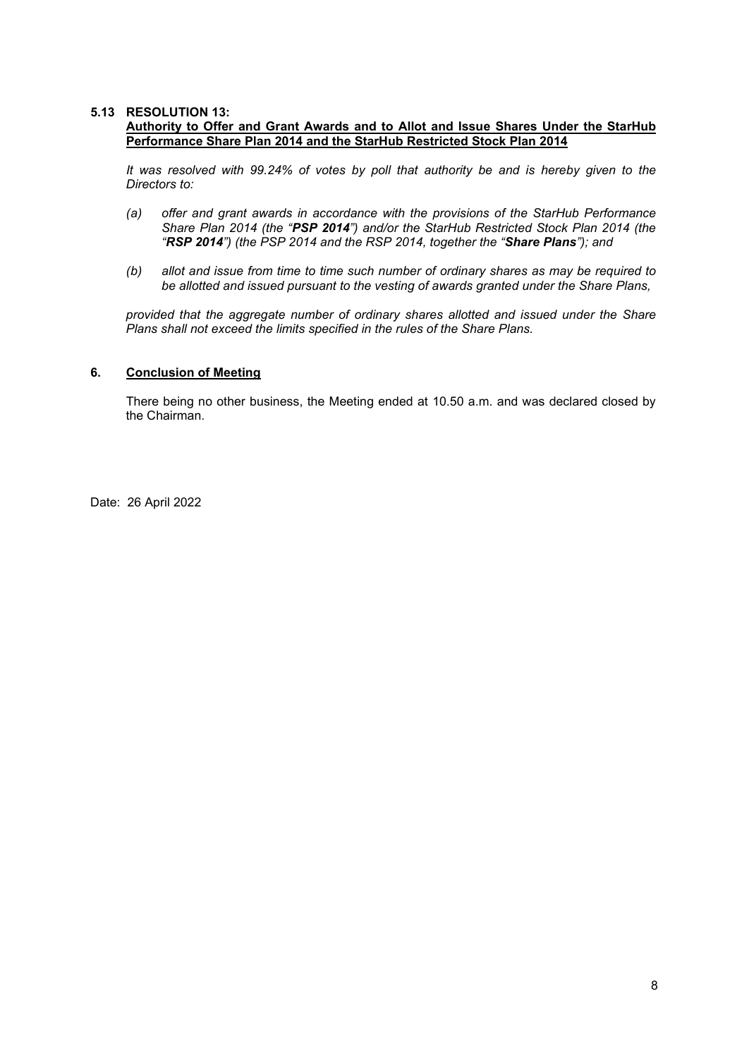### 5.13 RESOLUTION 13:

**Authority to Offer and Grant Awards and to Allot and Issue Shares Under the StarHub Performance Share Plan 2014 and the StarHub Restricted Stock Plan 2014**

*It was resolved with 99.24% of votes by poll that authority be and is hereby given to the Directors to:*

*(a) offer and grant awards in accordance with the provisions of the StarHub Performance Share Plan 2014 (the "**PSP 2014**") and/or the StarHub Restricted Stock Plan 2014 (the "**RSP 2014**") (the PSP 2014 and the RSP 2014, together the "**Share Plans**"); and*

*(b) allot and issue from time to time such number of ordinary shares as may be required to be allotted and issued pursuant to the vesting of awards granted under the Share Plans,*

*provided that the aggregate number of ordinary shares allotted and issued under the Share Plans shall not exceed the limits specified in the rules of the Share Plans.*

## 6. Conclusion of Meeting

There being no other business, the Meeting ended at 10.50 a.m. and was declared closed by the Chairman.

Date: 26 April 2022